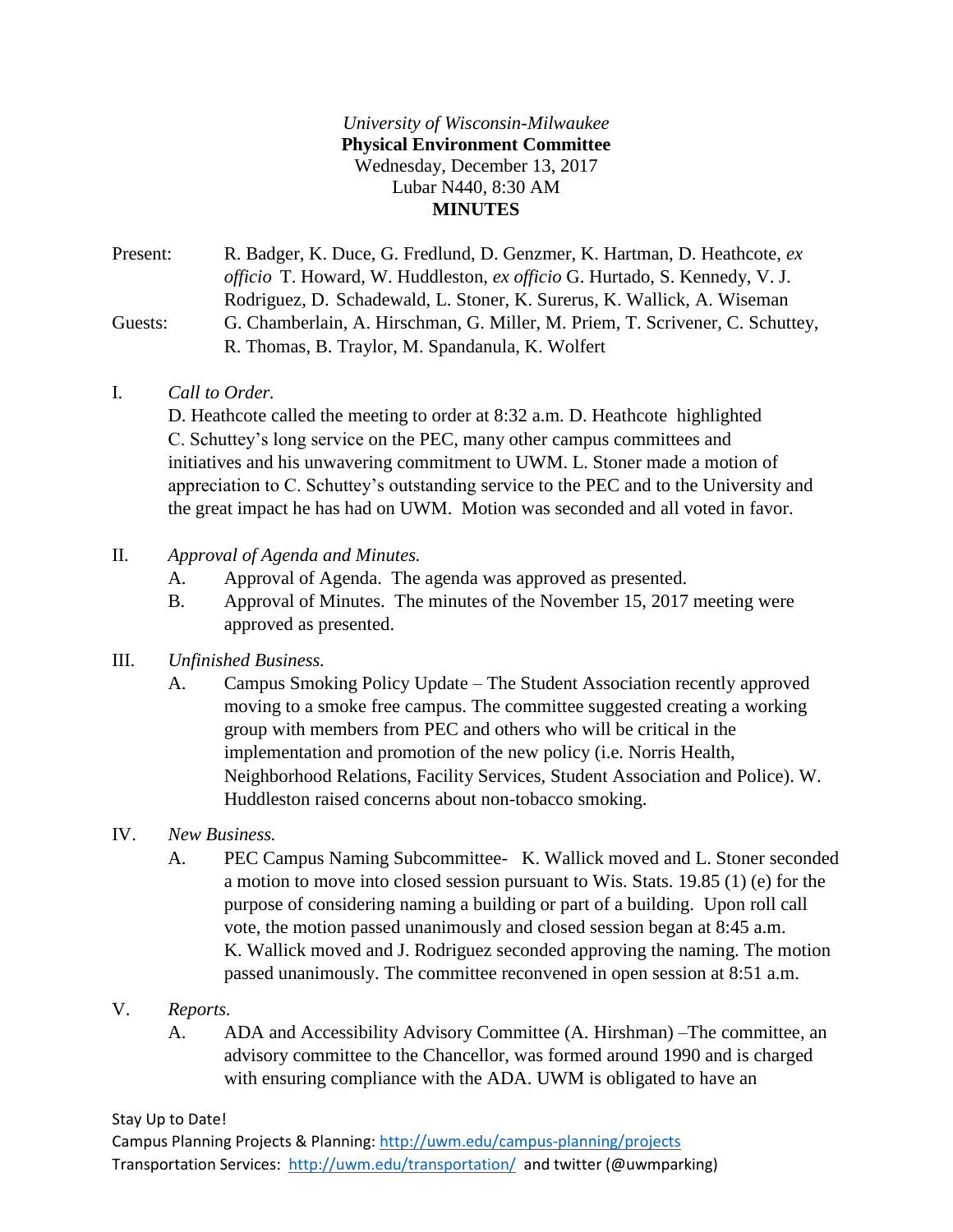*University of Wisconsin-Milwaukee*
**Physical Environment Committee**
Wednesday, December 13, 2017
Lubar N440, 8:30 AM
**MINUTES**

Present: R. Badger, K. Duce, G. Fredlund, D. Genzmer, K. Hartman, D. Heathcote, *ex officio* T. Howard, W. Huddleston, *ex officio* G. Hurtado, S. Kennedy, V. J. Rodriguez, D. Schadewald, L. Stoner, K. Surerus, K. Wallick, A. Wiseman

Guests: G. Chamberlain, A. Hirschman, G. Miller, M. Priem, T. Scrivener, C. Schuttey, R. Thomas, B. Traylor, M. Spandanula, K. Wolfert

I. *Call to Order.*
D. Heathcote called the meeting to order at 8:32 a.m. D. Heathcote highlighted C. Schuttey's long service on the PEC, many other campus committees and initiatives and his unwavering commitment to UWM. L. Stoner made a motion of appreciation to C. Schuttey's outstanding service to the PEC and to the University and the great impact he has had on UWM. Motion was seconded and all voted in favor.

II. *Approval of Agenda and Minutes.*
   A. Approval of Agenda. The agenda was approved as presented.
   B. Approval of Minutes. The minutes of the November 15, 2017 meeting were approved as presented.

III. *Unfinished Business.*
   A. Campus Smoking Policy Update – The Student Association recently approved moving to a smoke free campus. The committee suggested creating a working group with members from PEC and others who will be critical in the implementation and promotion of the new policy (i.e. Norris Health, Neighborhood Relations, Facility Services, Student Association and Police). W. Huddleston raised concerns about non-tobacco smoking.

IV. *New Business.*
   A. PEC Campus Naming Subcommittee- K. Wallick moved and L. Stoner seconded a motion to move into closed session pursuant to Wis. Stats. 19.85 (1) (e) for the purpose of considering naming a building or part of a building. Upon roll call vote, the motion passed unanimously and closed session began at 8:45 a.m. K. Wallick moved and J. Rodriguez seconded approving the naming. The motion passed unanimously. The committee reconvened in open session at 8:51 a.m.

V. *Reports.*
   A. ADA and Accessibility Advisory Committee (A. Hirshman) –The committee, an advisory committee to the Chancellor, was formed around 1990 and is charged with ensuring compliance with the ADA. UWM is obligated to have an

Stay Up to Date!
Campus Planning Projects & Planning: http://uwm.edu/campus-planning/projects
Transportation Services: http://uwm.edu/transportation/ and twitter (@uwmparking)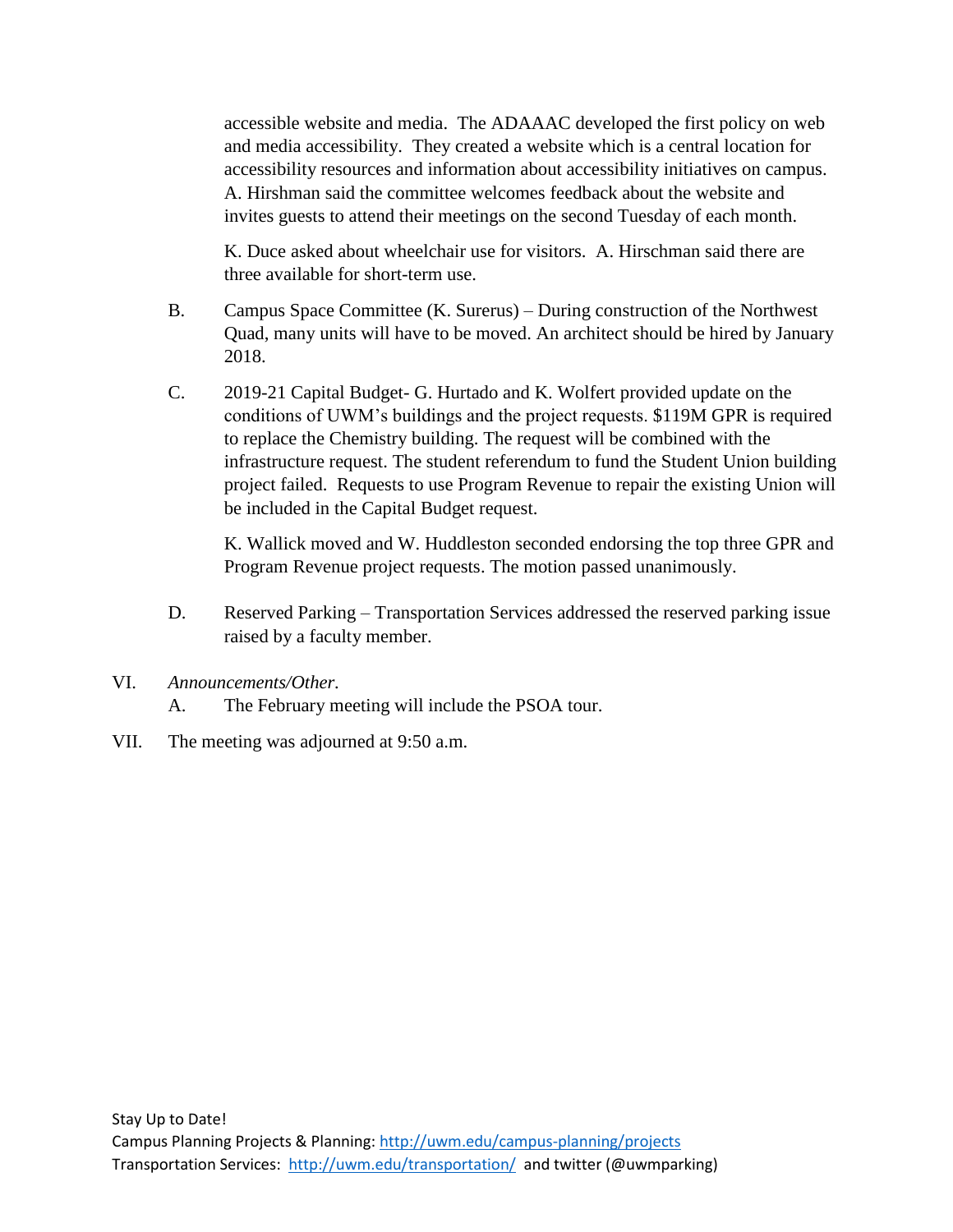accessible website and media. The ADAAAC developed the first policy on web and media accessibility. They created a website which is a central location for accessibility resources and information about accessibility initiatives on campus. A. Hirshman said the committee welcomes feedback about the website and invites guests to attend their meetings on the second Tuesday of each month.

K. Duce asked about wheelchair use for visitors. A. Hirschman said there are three available for short-term use.

B. Campus Space Committee (K. Surerus) – During construction of the Northwest Quad, many units will have to be moved. An architect should be hired by January 2018.

C. 2019-21 Capital Budget- G. Hurtado and K. Wolfert provided update on the conditions of UWM's buildings and the project requests. $119M GPR is required to replace the Chemistry building. The request will be combined with the infrastructure request. The student referendum to fund the Student Union building project failed. Requests to use Program Revenue to repair the existing Union will be included in the Capital Budget request.

K. Wallick moved and W. Huddleston seconded endorsing the top three GPR and Program Revenue project requests. The motion passed unanimously.

D. Reserved Parking – Transportation Services addressed the reserved parking issue raised by a faculty member.

VI. *Announcements/Other.*

A. The February meeting will include the PSOA tour.

VII. The meeting was adjourned at 9:50 a.m.

Stay Up to Date!
Campus Planning Projects & Planning: http://uwm.edu/campus-planning/projects
Transportation Services: http://uwm.edu/transportation/ and twitter (@uwmparking)